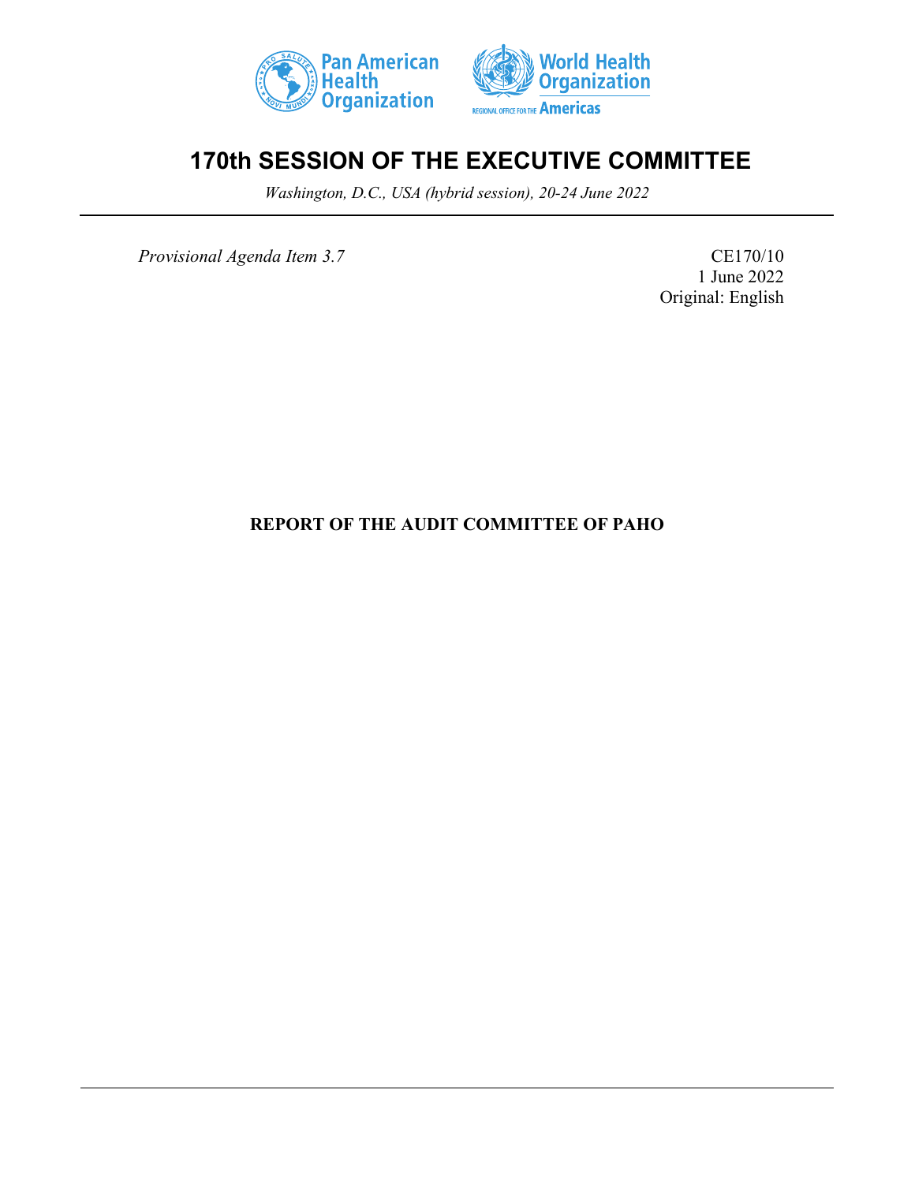# 170th SESSION OF THE EXECUTIVE COMMITTEE

*Washington, D.C., USA (hybrid session), 20-24 June 2022*

*Provisional Agenda Item 3.7*

CE170/10
1 June 2022
Original: English

**REPORT OF THE AUDIT COMMITTEE OF PAHO**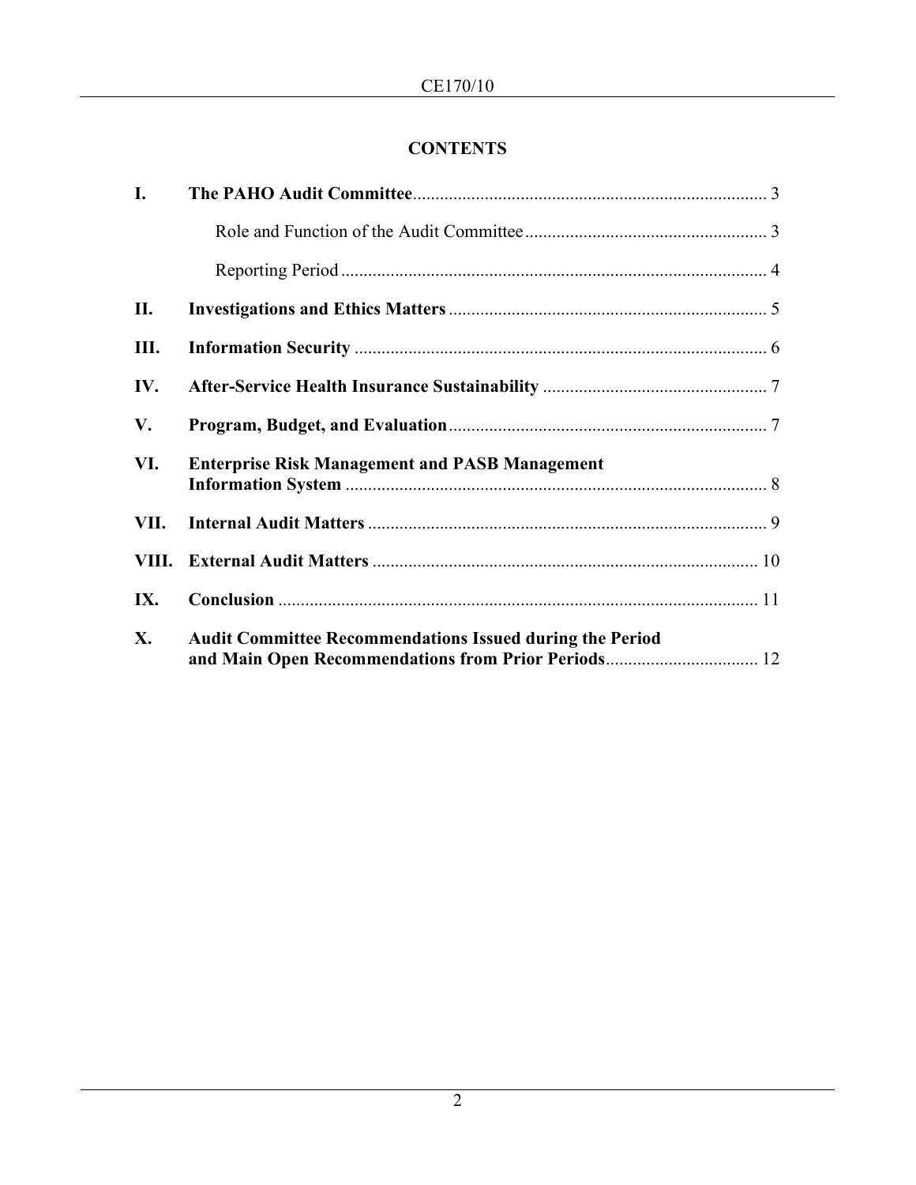## CONTENTS

| | | |
|---|---|---|
| **I.** | **The PAHO Audit Committee** | 3 |
| | Role and Function of the Audit Committee | 3 |
| | Reporting Period | 4 |
| **II.** | **Investigations and Ethics Matters** | 5 |
| **III.** | **Information Security** | 6 |
| **IV.** | **After-Service Health Insurance Sustainability** | 7 |
| **V.** | **Program, Budget, and Evaluation** | 7 |
| **VI.** | **Enterprise Risk Management and PASB Management Information System** | 8 |
| **VII.** | **Internal Audit Matters** | 9 |
| **VIII.** | **External Audit Matters** | 10 |
| **IX.** | **Conclusion** | 11 |
| **X.** | **Audit Committee Recommendations Issued during the Period and Main Open Recommendations from Prior Periods** | 12 |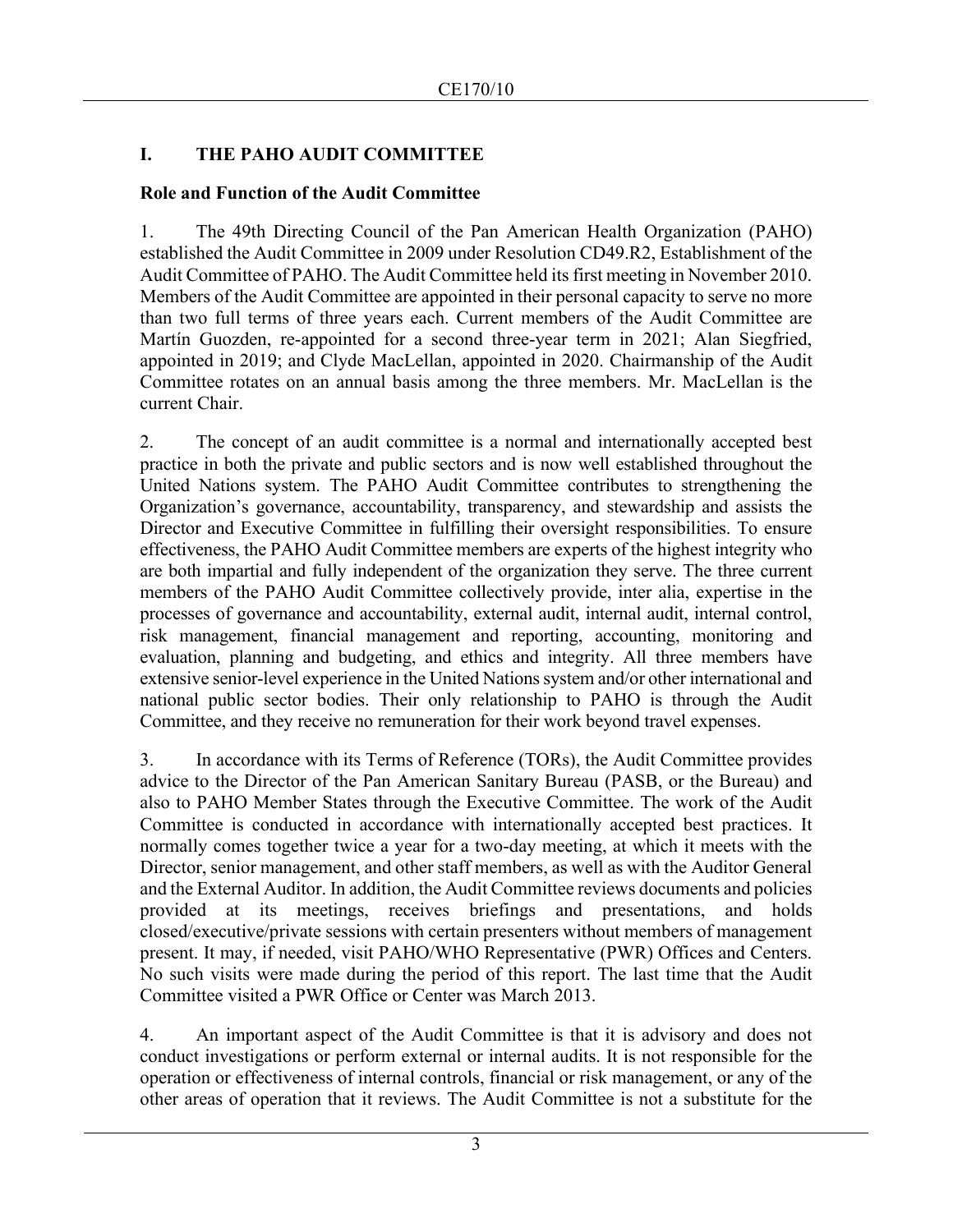## I. THE PAHO AUDIT COMMITTEE

### Role and Function of the Audit Committee

1. The 49th Directing Council of the Pan American Health Organization (PAHO) established the Audit Committee in 2009 under Resolution CD49.R2, Establishment of the Audit Committee of PAHO. The Audit Committee held its first meeting in November 2010. Members of the Audit Committee are appointed in their personal capacity to serve no more than two full terms of three years each. Current members of the Audit Committee are Martín Guozden, re-appointed for a second three-year term in 2021; Alan Siegfried, appointed in 2019; and Clyde MacLellan, appointed in 2020. Chairmanship of the Audit Committee rotates on an annual basis among the three members. Mr. MacLellan is the current Chair.

2. The concept of an audit committee is a normal and internationally accepted best practice in both the private and public sectors and is now well established throughout the United Nations system. The PAHO Audit Committee contributes to strengthening the Organization's governance, accountability, transparency, and stewardship and assists the Director and Executive Committee in fulfilling their oversight responsibilities. To ensure effectiveness, the PAHO Audit Committee members are experts of the highest integrity who are both impartial and fully independent of the organization they serve. The three current members of the PAHO Audit Committee collectively provide, inter alia, expertise in the processes of governance and accountability, external audit, internal audit, internal control, risk management, financial management and reporting, accounting, monitoring and evaluation, planning and budgeting, and ethics and integrity. All three members have extensive senior-level experience in the United Nations system and/or other international and national public sector bodies. Their only relationship to PAHO is through the Audit Committee, and they receive no remuneration for their work beyond travel expenses.

3. In accordance with its Terms of Reference (TORs), the Audit Committee provides advice to the Director of the Pan American Sanitary Bureau (PASB, or the Bureau) and also to PAHO Member States through the Executive Committee. The work of the Audit Committee is conducted in accordance with internationally accepted best practices. It normally comes together twice a year for a two-day meeting, at which it meets with the Director, senior management, and other staff members, as well as with the Auditor General and the External Auditor. In addition, the Audit Committee reviews documents and policies provided at its meetings, receives briefings and presentations, and holds closed/executive/private sessions with certain presenters without members of management present. It may, if needed, visit PAHO/WHO Representative (PWR) Offices and Centers. No such visits were made during the period of this report. The last time that the Audit Committee visited a PWR Office or Center was March 2013.

4. An important aspect of the Audit Committee is that it is advisory and does not conduct investigations or perform external or internal audits. It is not responsible for the operation or effectiveness of internal controls, financial or risk management, or any of the other areas of operation that it reviews. The Audit Committee is not a substitute for the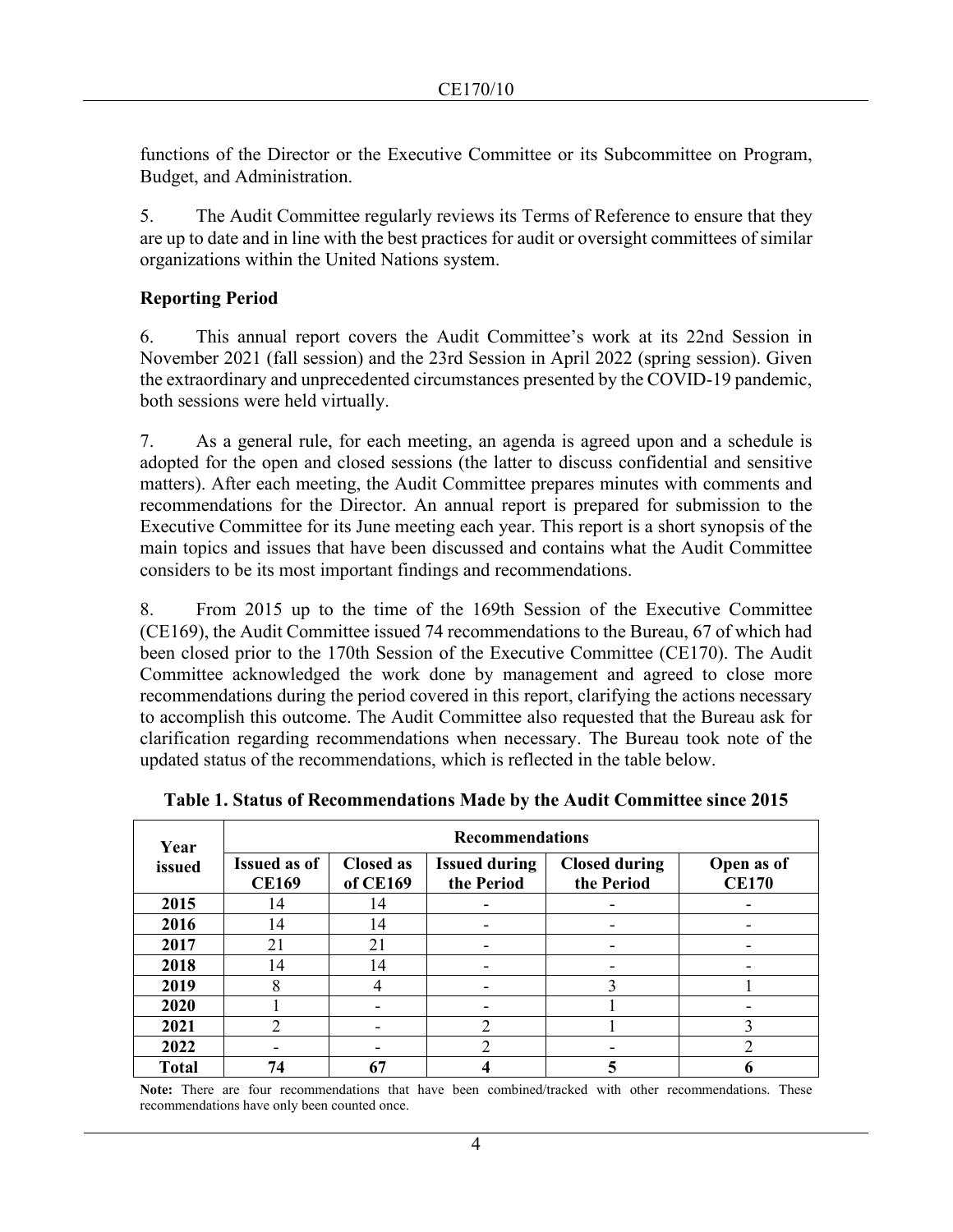functions of the Director or the Executive Committee or its Subcommittee on Program, Budget, and Administration.

5. The Audit Committee regularly reviews its Terms of Reference to ensure that they are up to date and in line with the best practices for audit or oversight committees of similar organizations within the United Nations system.

**Reporting Period**

6. This annual report covers the Audit Committee's work at its 22nd Session in November 2021 (fall session) and the 23rd Session in April 2022 (spring session). Given the extraordinary and unprecedented circumstances presented by the COVID-19 pandemic, both sessions were held virtually.

7. As a general rule, for each meeting, an agenda is agreed upon and a schedule is adopted for the open and closed sessions (the latter to discuss confidential and sensitive matters). After each meeting, the Audit Committee prepares minutes with comments and recommendations for the Director. An annual report is prepared for submission to the Executive Committee for its June meeting each year. This report is a short synopsis of the main topics and issues that have been discussed and contains what the Audit Committee considers to be its most important findings and recommendations.

8. From 2015 up to the time of the 169th Session of the Executive Committee (CE169), the Audit Committee issued 74 recommendations to the Bureau, 67 of which had been closed prior to the 170th Session of the Executive Committee (CE170). The Audit Committee acknowledged the work done by management and agreed to close more recommendations during the period covered in this report, clarifying the actions necessary to accomplish this outcome. The Audit Committee also requested that the Bureau ask for clarification regarding recommendations when necessary. The Bureau took note of the updated status of the recommendations, which is reflected in the table below.

**Table 1. Status of Recommendations Made by the Audit Committee since 2015**

| Year issued | Recommendations | | | | |
|---|---|---|---|---|---|
| | **Issued as of CE169** | **Closed as of CE169** | **Issued during the Period** | **Closed during the Period** | **Open as of CE170** |
| **2015** | 14 | 14 | - | - | - |
| **2016** | 14 | 14 | - | - | - |
| **2017** | 21 | 21 | - | - | - |
| **2018** | 14 | 14 | - | - | - |
| **2019** | 8 | 4 | - | 3 | 1 |
| **2020** | 1 | - | - | 1 | - |
| **2021** | 2 | - | 2 | 1 | 3 |
| **2022** | - | - | 2 | - | 2 |
| **Total** | **74** | **67** | **4** | **5** | **6** |

**Note:** There are four recommendations that have been combined/tracked with other recommendations. These recommendations have only been counted once.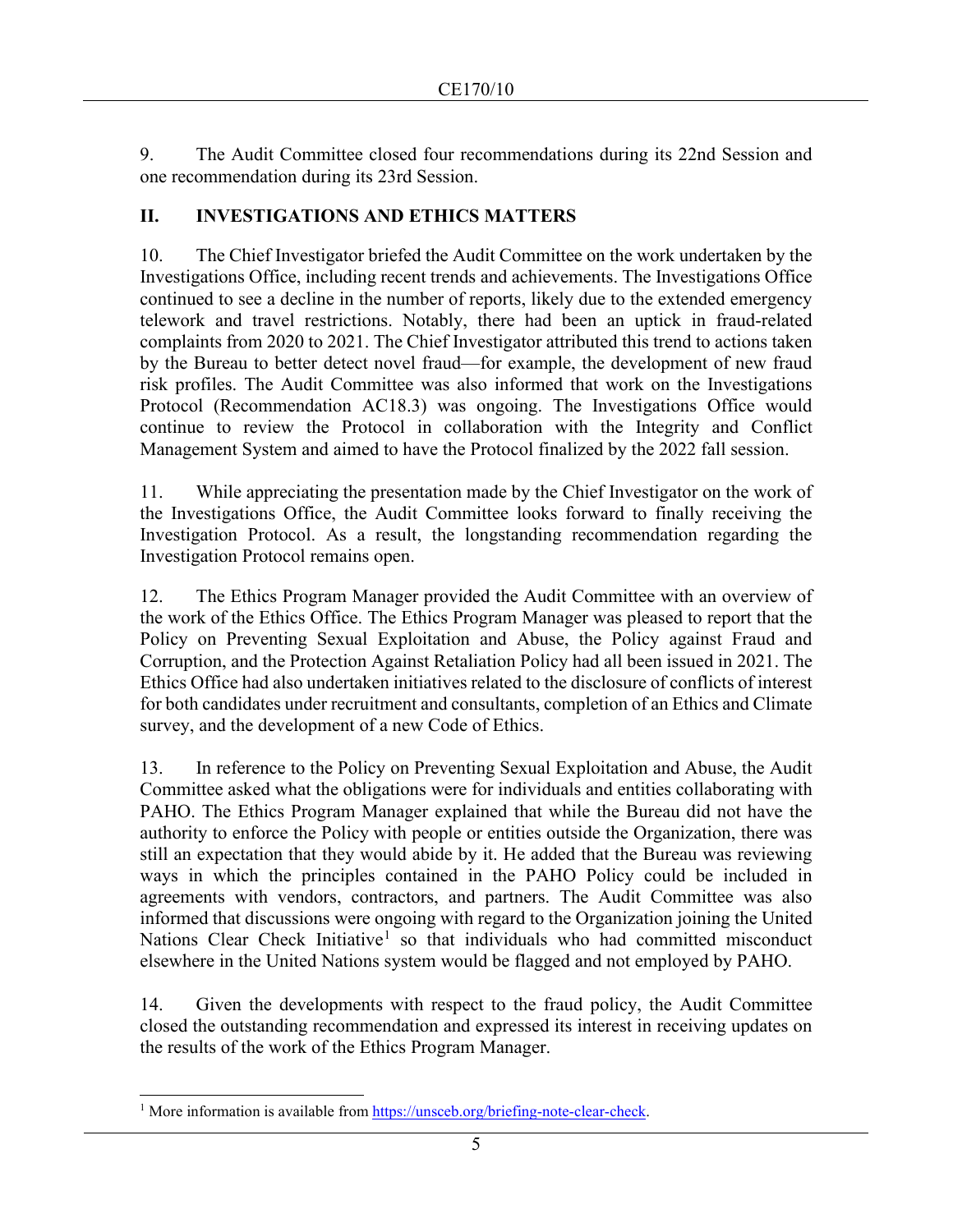9. The Audit Committee closed four recommendations during its 22nd Session and one recommendation during its 23rd Session.

## II. INVESTIGATIONS AND ETHICS MATTERS

10. The Chief Investigator briefed the Audit Committee on the work undertaken by the Investigations Office, including recent trends and achievements. The Investigations Office continued to see a decline in the number of reports, likely due to the extended emergency telework and travel restrictions. Notably, there had been an uptick in fraud-related complaints from 2020 to 2021. The Chief Investigator attributed this trend to actions taken by the Bureau to better detect novel fraud—for example, the development of new fraud risk profiles. The Audit Committee was also informed that work on the Investigations Protocol (Recommendation AC18.3) was ongoing. The Investigations Office would continue to review the Protocol in collaboration with the Integrity and Conflict Management System and aimed to have the Protocol finalized by the 2022 fall session.

11. While appreciating the presentation made by the Chief Investigator on the work of the Investigations Office, the Audit Committee looks forward to finally receiving the Investigation Protocol. As a result, the longstanding recommendation regarding the Investigation Protocol remains open.

12. The Ethics Program Manager provided the Audit Committee with an overview of the work of the Ethics Office. The Ethics Program Manager was pleased to report that the Policy on Preventing Sexual Exploitation and Abuse, the Policy against Fraud and Corruption, and the Protection Against Retaliation Policy had all been issued in 2021. The Ethics Office had also undertaken initiatives related to the disclosure of conflicts of interest for both candidates under recruitment and consultants, completion of an Ethics and Climate survey, and the development of a new Code of Ethics.

13. In reference to the Policy on Preventing Sexual Exploitation and Abuse, the Audit Committee asked what the obligations were for individuals and entities collaborating with PAHO. The Ethics Program Manager explained that while the Bureau did not have the authority to enforce the Policy with people or entities outside the Organization, there was still an expectation that they would abide by it. He added that the Bureau was reviewing ways in which the principles contained in the PAHO Policy could be included in agreements with vendors, contractors, and partners. The Audit Committee was also informed that discussions were ongoing with regard to the Organization joining the United Nations Clear Check Initiative[1] so that individuals who had committed misconduct elsewhere in the United Nations system would be flagged and not employed by PAHO.

14. Given the developments with respect to the fraud policy, the Audit Committee closed the outstanding recommendation and expressed its interest in receiving updates on the results of the work of the Ethics Program Manager.

---

[1] More information is available from https://unsceb.org/briefing-note-clear-check.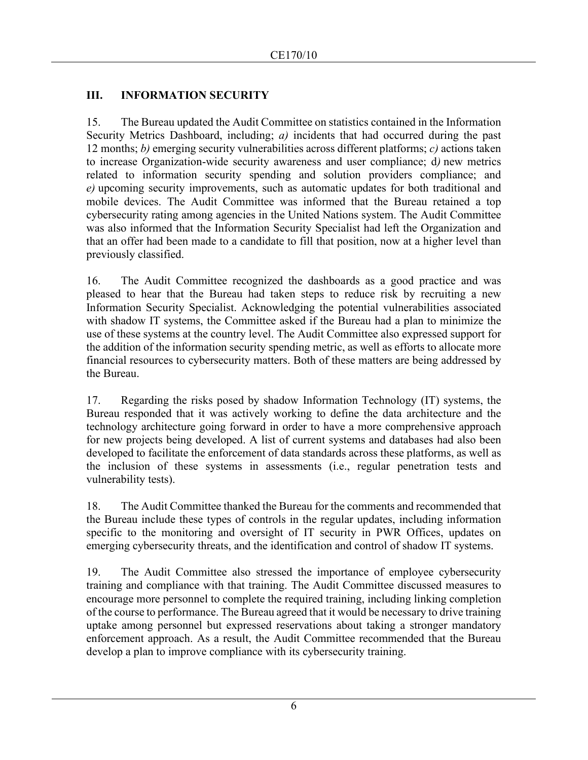## III. INFORMATION SECURITY

15. The Bureau updated the Audit Committee on statistics contained in the Information Security Metrics Dashboard, including; *a)* incidents that had occurred during the past 12 months; *b)* emerging security vulnerabilities across different platforms; *c)* actions taken to increase Organization-wide security awareness and user compliance; d*)* new metrics related to information security spending and solution providers compliance; and *e)* upcoming security improvements, such as automatic updates for both traditional and mobile devices. The Audit Committee was informed that the Bureau retained a top cybersecurity rating among agencies in the United Nations system. The Audit Committee was also informed that the Information Security Specialist had left the Organization and that an offer had been made to a candidate to fill that position, now at a higher level than previously classified.

16. The Audit Committee recognized the dashboards as a good practice and was pleased to hear that the Bureau had taken steps to reduce risk by recruiting a new Information Security Specialist. Acknowledging the potential vulnerabilities associated with shadow IT systems, the Committee asked if the Bureau had a plan to minimize the use of these systems at the country level. The Audit Committee also expressed support for the addition of the information security spending metric, as well as efforts to allocate more financial resources to cybersecurity matters. Both of these matters are being addressed by the Bureau.

17. Regarding the risks posed by shadow Information Technology (IT) systems, the Bureau responded that it was actively working to define the data architecture and the technology architecture going forward in order to have a more comprehensive approach for new projects being developed. A list of current systems and databases had also been developed to facilitate the enforcement of data standards across these platforms, as well as the inclusion of these systems in assessments (i.e., regular penetration tests and vulnerability tests).

18. The Audit Committee thanked the Bureau for the comments and recommended that the Bureau include these types of controls in the regular updates, including information specific to the monitoring and oversight of IT security in PWR Offices, updates on emerging cybersecurity threats, and the identification and control of shadow IT systems.

19. The Audit Committee also stressed the importance of employee cybersecurity training and compliance with that training. The Audit Committee discussed measures to encourage more personnel to complete the required training, including linking completion of the course to performance. The Bureau agreed that it would be necessary to drive training uptake among personnel but expressed reservations about taking a stronger mandatory enforcement approach. As a result, the Audit Committee recommended that the Bureau develop a plan to improve compliance with its cybersecurity training.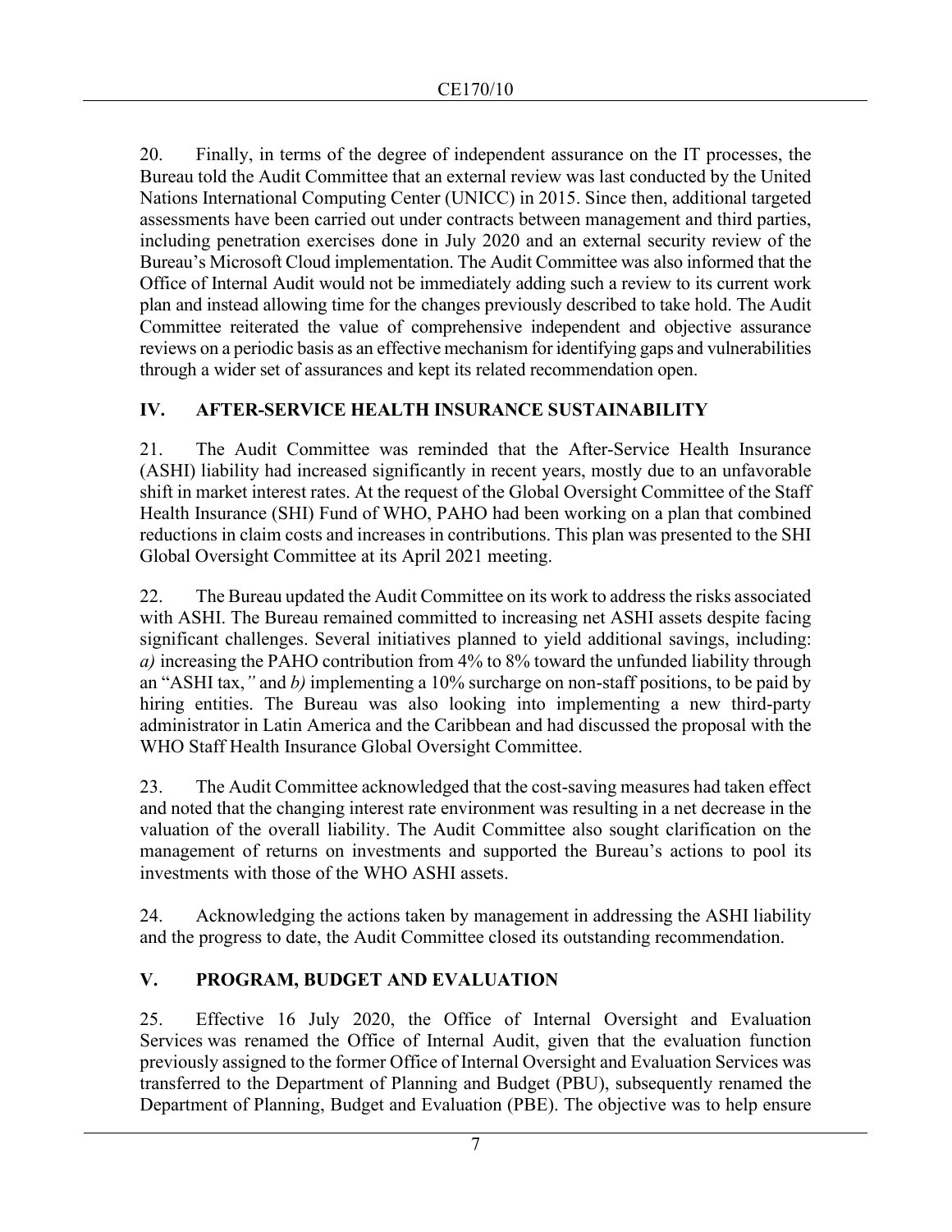20. Finally, in terms of the degree of independent assurance on the IT processes, the Bureau told the Audit Committee that an external review was last conducted by the United Nations International Computing Center (UNICC) in 2015. Since then, additional targeted assessments have been carried out under contracts between management and third parties, including penetration exercises done in July 2020 and an external security review of the Bureau's Microsoft Cloud implementation. The Audit Committee was also informed that the Office of Internal Audit would not be immediately adding such a review to its current work plan and instead allowing time for the changes previously described to take hold. The Audit Committee reiterated the value of comprehensive independent and objective assurance reviews on a periodic basis as an effective mechanism for identifying gaps and vulnerabilities through a wider set of assurances and kept its related recommendation open.

## IV. AFTER-SERVICE HEALTH INSURANCE SUSTAINABILITY

21. The Audit Committee was reminded that the After-Service Health Insurance (ASHI) liability had increased significantly in recent years, mostly due to an unfavorable shift in market interest rates. At the request of the Global Oversight Committee of the Staff Health Insurance (SHI) Fund of WHO, PAHO had been working on a plan that combined reductions in claim costs and increases in contributions. This plan was presented to the SHI Global Oversight Committee at its April 2021 meeting.

22. The Bureau updated the Audit Committee on its work to address the risks associated with ASHI. The Bureau remained committed to increasing net ASHI assets despite facing significant challenges. Several initiatives planned to yield additional savings, including: *a)* increasing the PAHO contribution from 4% to 8% toward the unfunded liability through an "ASHI tax,*"* and *b)* implementing a 10% surcharge on non-staff positions, to be paid by hiring entities. The Bureau was also looking into implementing a new third-party administrator in Latin America and the Caribbean and had discussed the proposal with the WHO Staff Health Insurance Global Oversight Committee.

23. The Audit Committee acknowledged that the cost-saving measures had taken effect and noted that the changing interest rate environment was resulting in a net decrease in the valuation of the overall liability. The Audit Committee also sought clarification on the management of returns on investments and supported the Bureau's actions to pool its investments with those of the WHO ASHI assets.

24. Acknowledging the actions taken by management in addressing the ASHI liability and the progress to date, the Audit Committee closed its outstanding recommendation.

## V. PROGRAM, BUDGET AND EVALUATION

25. Effective 16 July 2020, the Office of Internal Oversight and Evaluation Services was renamed the Office of Internal Audit, given that the evaluation function previously assigned to the former Office of Internal Oversight and Evaluation Services was transferred to the Department of Planning and Budget (PBU), subsequently renamed the Department of Planning, Budget and Evaluation (PBE). The objective was to help ensure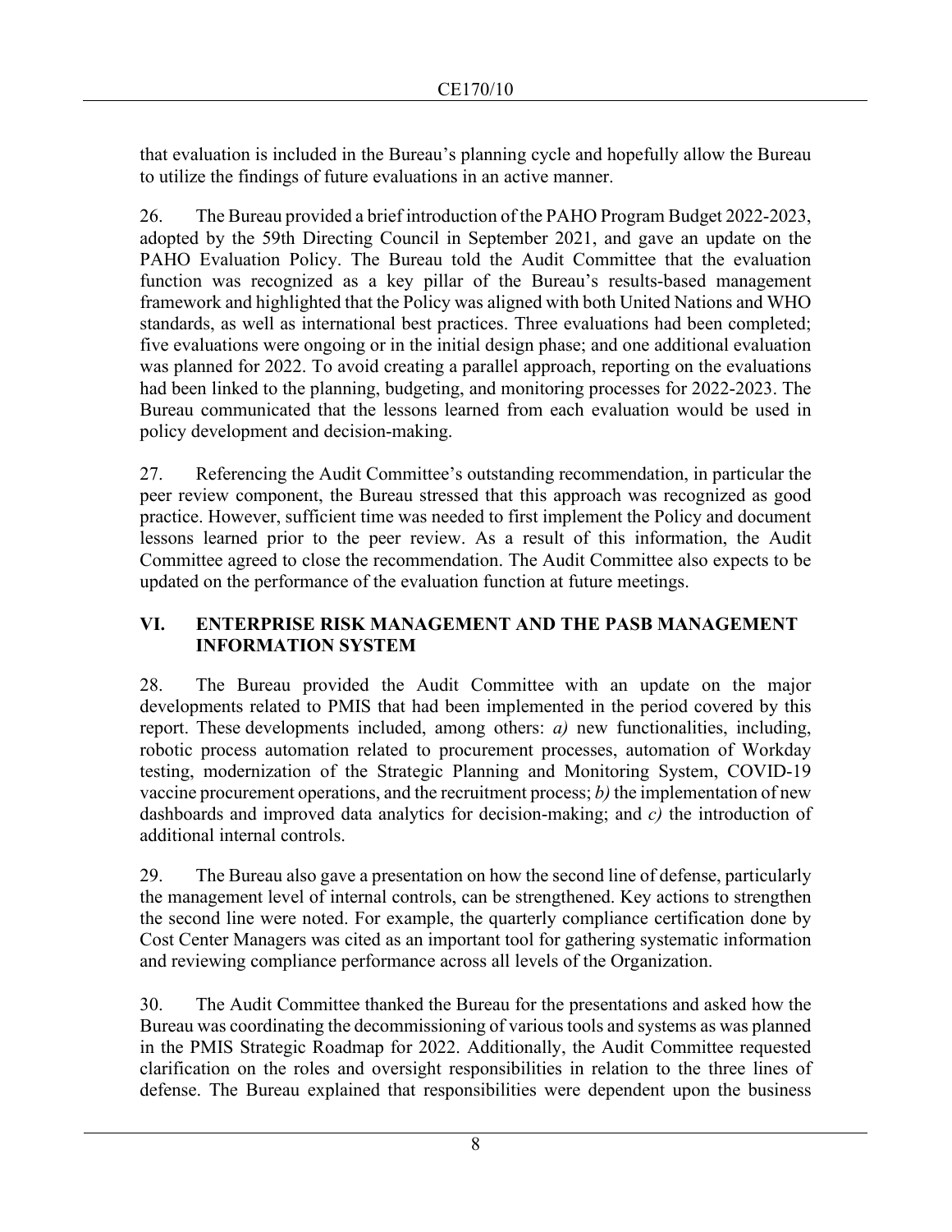that evaluation is included in the Bureau's planning cycle and hopefully allow the Bureau to utilize the findings of future evaluations in an active manner.

26. The Bureau provided a brief introduction of the PAHO Program Budget 2022-2023, adopted by the 59th Directing Council in September 2021, and gave an update on the PAHO Evaluation Policy. The Bureau told the Audit Committee that the evaluation function was recognized as a key pillar of the Bureau's results-based management framework and highlighted that the Policy was aligned with both United Nations and WHO standards, as well as international best practices. Three evaluations had been completed; five evaluations were ongoing or in the initial design phase; and one additional evaluation was planned for 2022. To avoid creating a parallel approach, reporting on the evaluations had been linked to the planning, budgeting, and monitoring processes for 2022-2023. The Bureau communicated that the lessons learned from each evaluation would be used in policy development and decision-making.

27. Referencing the Audit Committee's outstanding recommendation, in particular the peer review component, the Bureau stressed that this approach was recognized as good practice. However, sufficient time was needed to first implement the Policy and document lessons learned prior to the peer review. As a result of this information, the Audit Committee agreed to close the recommendation. The Audit Committee also expects to be updated on the performance of the evaluation function at future meetings.

## VI. ENTERPRISE RISK MANAGEMENT AND THE PASB MANAGEMENT INFORMATION SYSTEM

28. The Bureau provided the Audit Committee with an update on the major developments related to PMIS that had been implemented in the period covered by this report. These developments included, among others: *a)* new functionalities, including, robotic process automation related to procurement processes, automation of Workday testing, modernization of the Strategic Planning and Monitoring System, COVID-19 vaccine procurement operations, and the recruitment process; *b)* the implementation of new dashboards and improved data analytics for decision-making; and *c)* the introduction of additional internal controls.

29. The Bureau also gave a presentation on how the second line of defense, particularly the management level of internal controls, can be strengthened. Key actions to strengthen the second line were noted. For example, the quarterly compliance certification done by Cost Center Managers was cited as an important tool for gathering systematic information and reviewing compliance performance across all levels of the Organization.

30. The Audit Committee thanked the Bureau for the presentations and asked how the Bureau was coordinating the decommissioning of various tools and systems as was planned in the PMIS Strategic Roadmap for 2022. Additionally, the Audit Committee requested clarification on the roles and oversight responsibilities in relation to the three lines of defense. The Bureau explained that responsibilities were dependent upon the business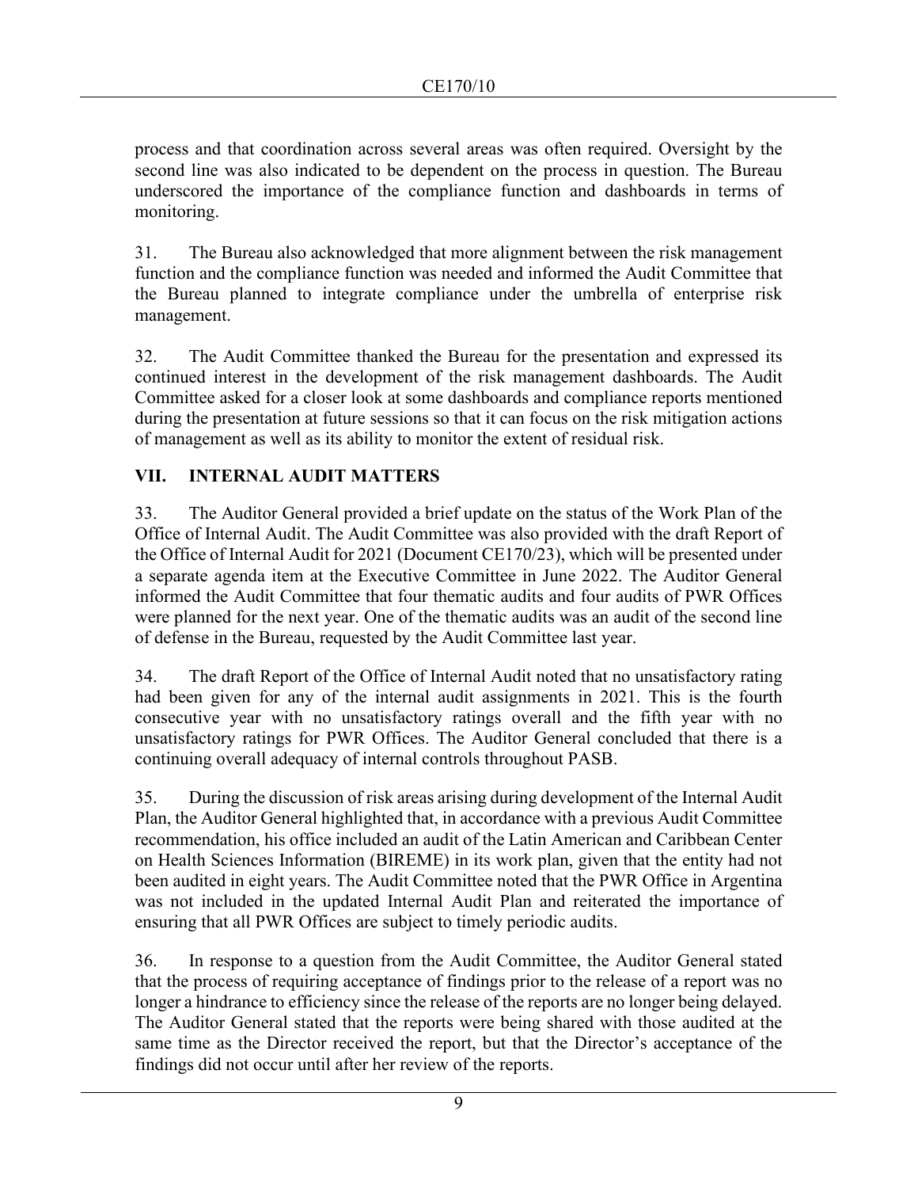process and that coordination across several areas was often required. Oversight by the second line was also indicated to be dependent on the process in question. The Bureau underscored the importance of the compliance function and dashboards in terms of monitoring.

31. The Bureau also acknowledged that more alignment between the risk management function and the compliance function was needed and informed the Audit Committee that the Bureau planned to integrate compliance under the umbrella of enterprise risk management.

32. The Audit Committee thanked the Bureau for the presentation and expressed its continued interest in the development of the risk management dashboards. The Audit Committee asked for a closer look at some dashboards and compliance reports mentioned during the presentation at future sessions so that it can focus on the risk mitigation actions of management as well as its ability to monitor the extent of residual risk.

## VII. INTERNAL AUDIT MATTERS

33. The Auditor General provided a brief update on the status of the Work Plan of the Office of Internal Audit. The Audit Committee was also provided with the draft Report of the Office of Internal Audit for 2021 (Document CE170/23), which will be presented under a separate agenda item at the Executive Committee in June 2022. The Auditor General informed the Audit Committee that four thematic audits and four audits of PWR Offices were planned for the next year. One of the thematic audits was an audit of the second line of defense in the Bureau, requested by the Audit Committee last year.

34. The draft Report of the Office of Internal Audit noted that no unsatisfactory rating had been given for any of the internal audit assignments in 2021. This is the fourth consecutive year with no unsatisfactory ratings overall and the fifth year with no unsatisfactory ratings for PWR Offices. The Auditor General concluded that there is a continuing overall adequacy of internal controls throughout PASB.

35. During the discussion of risk areas arising during development of the Internal Audit Plan, the Auditor General highlighted that, in accordance with a previous Audit Committee recommendation, his office included an audit of the Latin American and Caribbean Center on Health Sciences Information (BIREME) in its work plan, given that the entity had not been audited in eight years. The Audit Committee noted that the PWR Office in Argentina was not included in the updated Internal Audit Plan and reiterated the importance of ensuring that all PWR Offices are subject to timely periodic audits.

36. In response to a question from the Audit Committee, the Auditor General stated that the process of requiring acceptance of findings prior to the release of a report was no longer a hindrance to efficiency since the release of the reports are no longer being delayed. The Auditor General stated that the reports were being shared with those audited at the same time as the Director received the report, but that the Director's acceptance of the findings did not occur until after her review of the reports.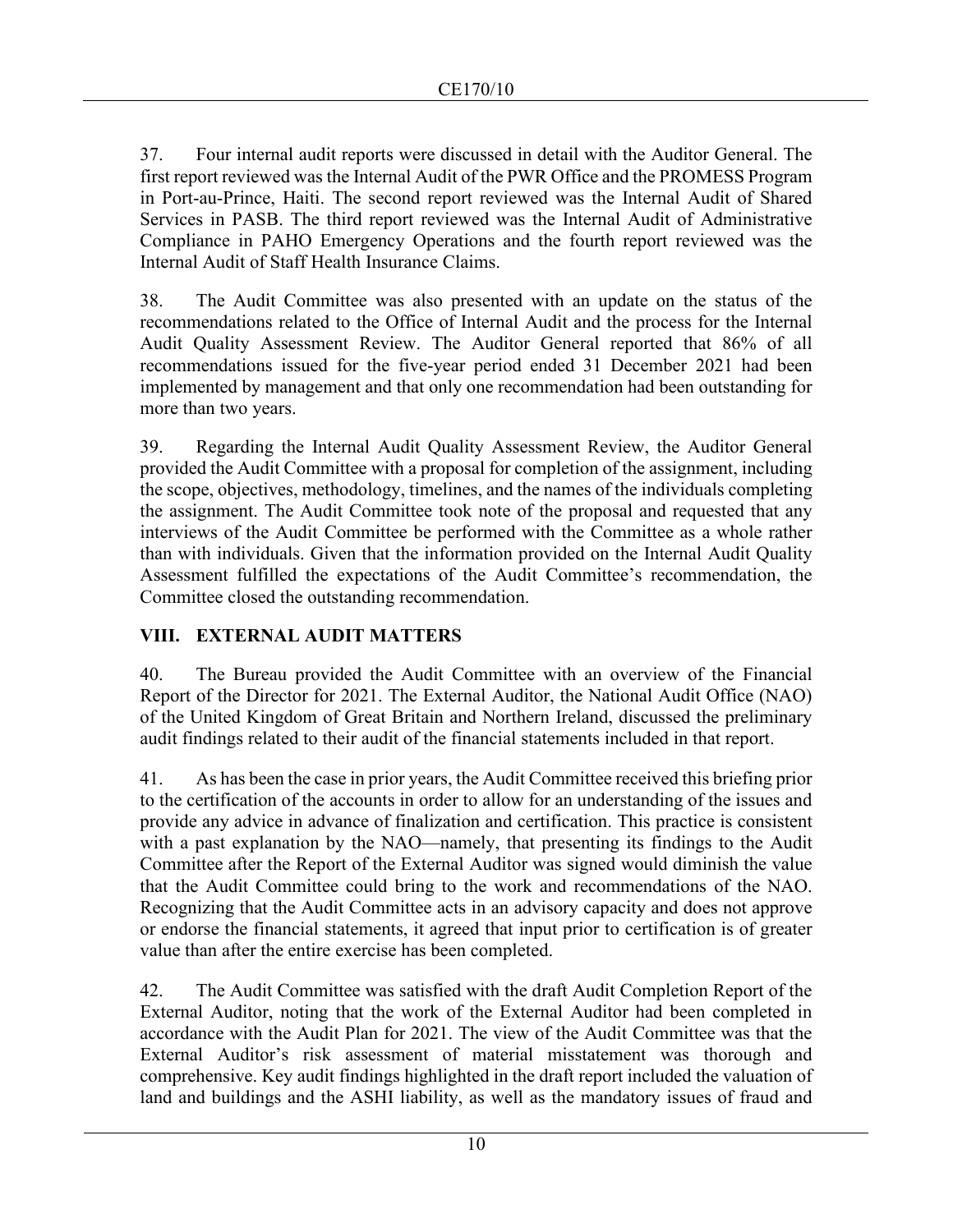37. Four internal audit reports were discussed in detail with the Auditor General. The first report reviewed was the Internal Audit of the PWR Office and the PROMESS Program in Port-au-Prince, Haiti. The second report reviewed was the Internal Audit of Shared Services in PASB. The third report reviewed was the Internal Audit of Administrative Compliance in PAHO Emergency Operations and the fourth report reviewed was the Internal Audit of Staff Health Insurance Claims.

38. The Audit Committee was also presented with an update on the status of the recommendations related to the Office of Internal Audit and the process for the Internal Audit Quality Assessment Review. The Auditor General reported that 86% of all recommendations issued for the five-year period ended 31 December 2021 had been implemented by management and that only one recommendation had been outstanding for more than two years.

39. Regarding the Internal Audit Quality Assessment Review, the Auditor General provided the Audit Committee with a proposal for completion of the assignment, including the scope, objectives, methodology, timelines, and the names of the individuals completing the assignment. The Audit Committee took note of the proposal and requested that any interviews of the Audit Committee be performed with the Committee as a whole rather than with individuals. Given that the information provided on the Internal Audit Quality Assessment fulfilled the expectations of the Audit Committee's recommendation, the Committee closed the outstanding recommendation.

## VIII. EXTERNAL AUDIT MATTERS

40. The Bureau provided the Audit Committee with an overview of the Financial Report of the Director for 2021. The External Auditor, the National Audit Office (NAO) of the United Kingdom of Great Britain and Northern Ireland, discussed the preliminary audit findings related to their audit of the financial statements included in that report.

41. As has been the case in prior years, the Audit Committee received this briefing prior to the certification of the accounts in order to allow for an understanding of the issues and provide any advice in advance of finalization and certification. This practice is consistent with a past explanation by the NAO—namely, that presenting its findings to the Audit Committee after the Report of the External Auditor was signed would diminish the value that the Audit Committee could bring to the work and recommendations of the NAO. Recognizing that the Audit Committee acts in an advisory capacity and does not approve or endorse the financial statements, it agreed that input prior to certification is of greater value than after the entire exercise has been completed.

42. The Audit Committee was satisfied with the draft Audit Completion Report of the External Auditor, noting that the work of the External Auditor had been completed in accordance with the Audit Plan for 2021. The view of the Audit Committee was that the External Auditor's risk assessment of material misstatement was thorough and comprehensive. Key audit findings highlighted in the draft report included the valuation of land and buildings and the ASHI liability, as well as the mandatory issues of fraud and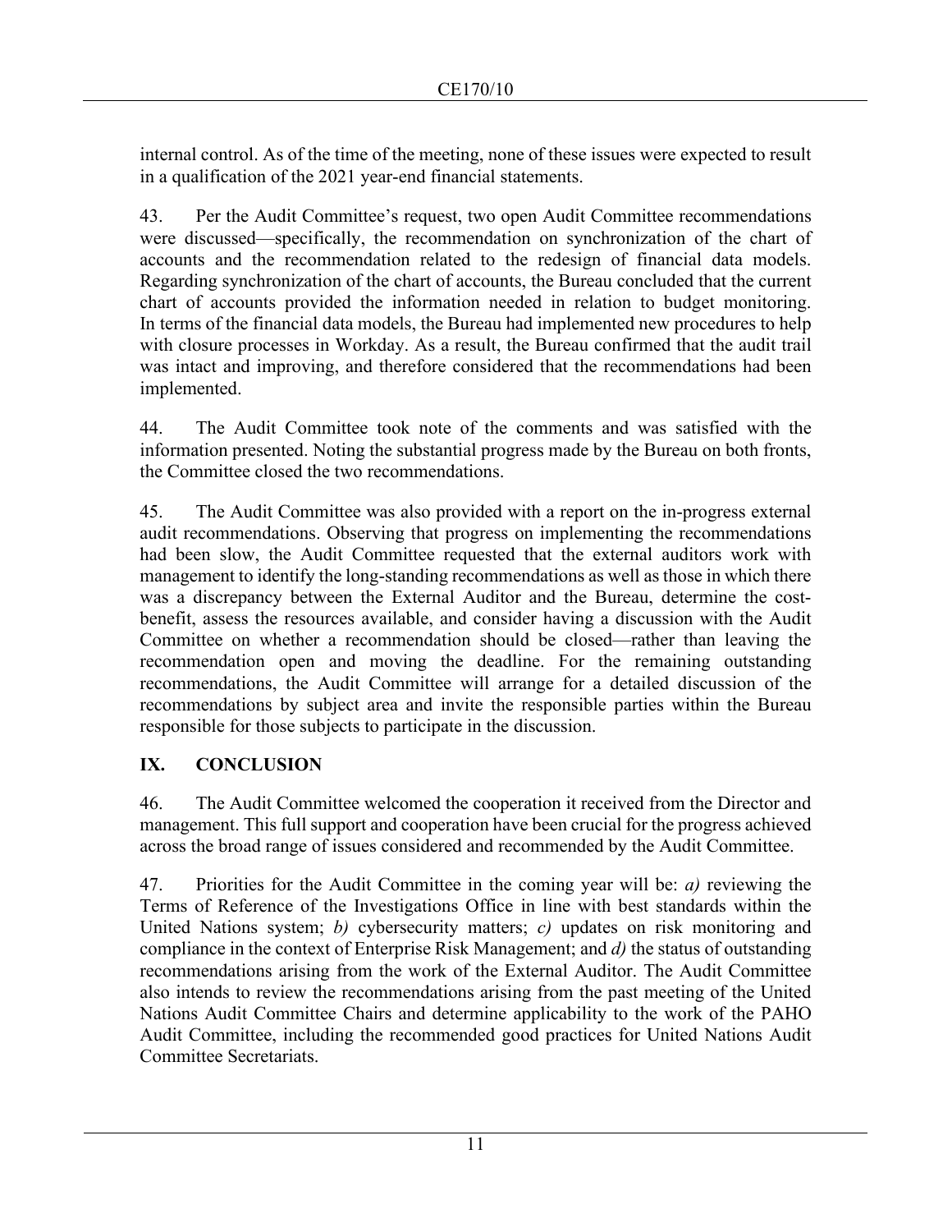internal control. As of the time of the meeting, none of these issues were expected to result in a qualification of the 2021 year-end financial statements.

43. Per the Audit Committee's request, two open Audit Committee recommendations were discussed—specifically, the recommendation on synchronization of the chart of accounts and the recommendation related to the redesign of financial data models. Regarding synchronization of the chart of accounts, the Bureau concluded that the current chart of accounts provided the information needed in relation to budget monitoring. In terms of the financial data models, the Bureau had implemented new procedures to help with closure processes in Workday. As a result, the Bureau confirmed that the audit trail was intact and improving, and therefore considered that the recommendations had been implemented.

44. The Audit Committee took note of the comments and was satisfied with the information presented. Noting the substantial progress made by the Bureau on both fronts, the Committee closed the two recommendations.

45. The Audit Committee was also provided with a report on the in-progress external audit recommendations. Observing that progress on implementing the recommendations had been slow, the Audit Committee requested that the external auditors work with management to identify the long-standing recommendations as well as those in which there was a discrepancy between the External Auditor and the Bureau, determine the cost-benefit, assess the resources available, and consider having a discussion with the Audit Committee on whether a recommendation should be closed—rather than leaving the recommendation open and moving the deadline. For the remaining outstanding recommendations, the Audit Committee will arrange for a detailed discussion of the recommendations by subject area and invite the responsible parties within the Bureau responsible for those subjects to participate in the discussion.

## IX. CONCLUSION

46. The Audit Committee welcomed the cooperation it received from the Director and management. This full support and cooperation have been crucial for the progress achieved across the broad range of issues considered and recommended by the Audit Committee.

47. Priorities for the Audit Committee in the coming year will be: *a)* reviewing the Terms of Reference of the Investigations Office in line with best standards within the United Nations system; *b)* cybersecurity matters; *c)* updates on risk monitoring and compliance in the context of Enterprise Risk Management; and *d)* the status of outstanding recommendations arising from the work of the External Auditor. The Audit Committee also intends to review the recommendations arising from the past meeting of the United Nations Audit Committee Chairs and determine applicability to the work of the PAHO Audit Committee, including the recommended good practices for United Nations Audit Committee Secretariats.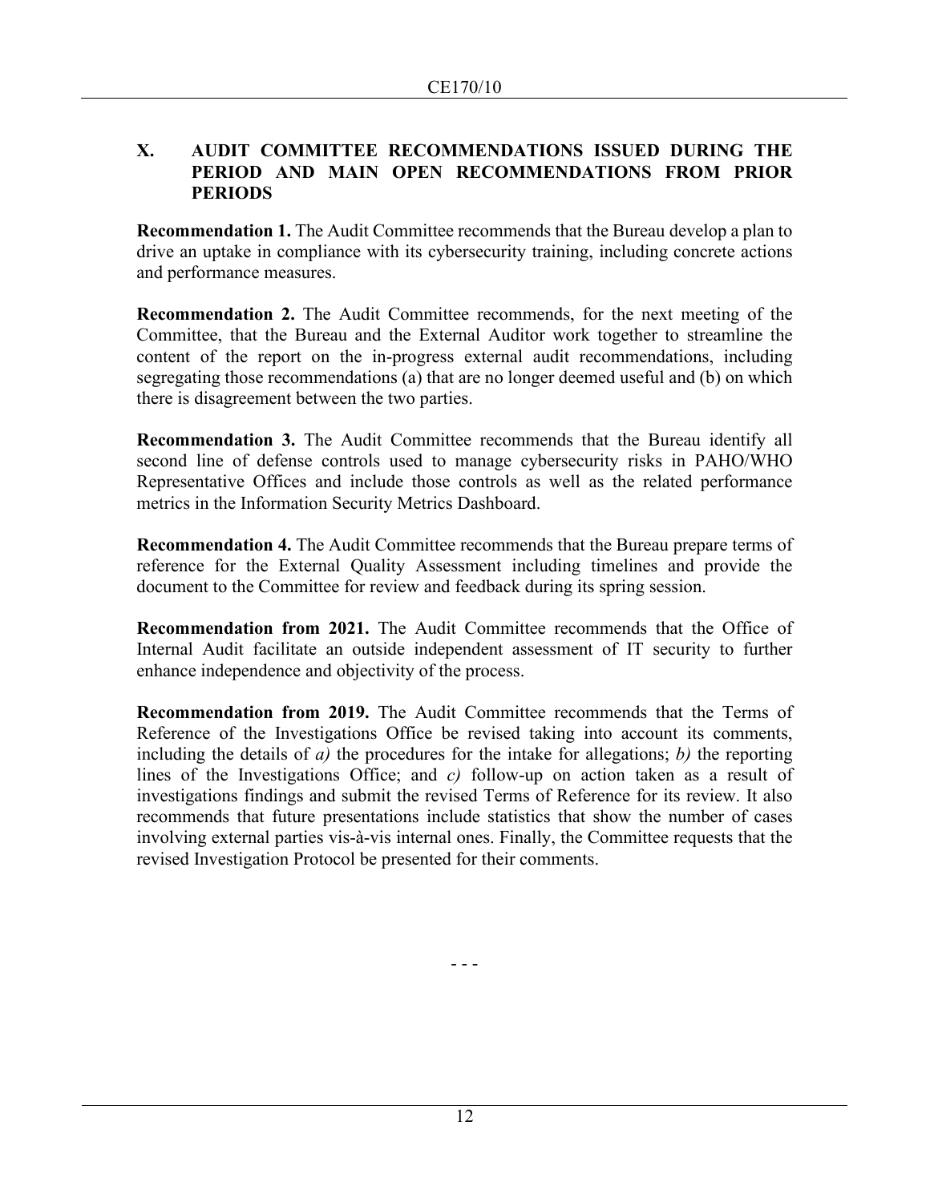## X. AUDIT COMMITTEE RECOMMENDATIONS ISSUED DURING THE PERIOD AND MAIN OPEN RECOMMENDATIONS FROM PRIOR PERIODS

**Recommendation 1.** The Audit Committee recommends that the Bureau develop a plan to drive an uptake in compliance with its cybersecurity training, including concrete actions and performance measures.

**Recommendation 2.** The Audit Committee recommends, for the next meeting of the Committee, that the Bureau and the External Auditor work together to streamline the content of the report on the in-progress external audit recommendations, including segregating those recommendations (a) that are no longer deemed useful and (b) on which there is disagreement between the two parties.

**Recommendation 3.** The Audit Committee recommends that the Bureau identify all second line of defense controls used to manage cybersecurity risks in PAHO/WHO Representative Offices and include those controls as well as the related performance metrics in the Information Security Metrics Dashboard.

**Recommendation 4.** The Audit Committee recommends that the Bureau prepare terms of reference for the External Quality Assessment including timelines and provide the document to the Committee for review and feedback during its spring session.

**Recommendation from 2021.** The Audit Committee recommends that the Office of Internal Audit facilitate an outside independent assessment of IT security to further enhance independence and objectivity of the process.

**Recommendation from 2019.** The Audit Committee recommends that the Terms of Reference of the Investigations Office be revised taking into account its comments, including the details of *a)* the procedures for the intake for allegations; *b)* the reporting lines of the Investigations Office; and *c)* follow-up on action taken as a result of investigations findings and submit the revised Terms of Reference for its review. It also recommends that future presentations include statistics that show the number of cases involving external parties vis-à-vis internal ones. Finally, the Committee requests that the revised Investigation Protocol be presented for their comments.

- - -